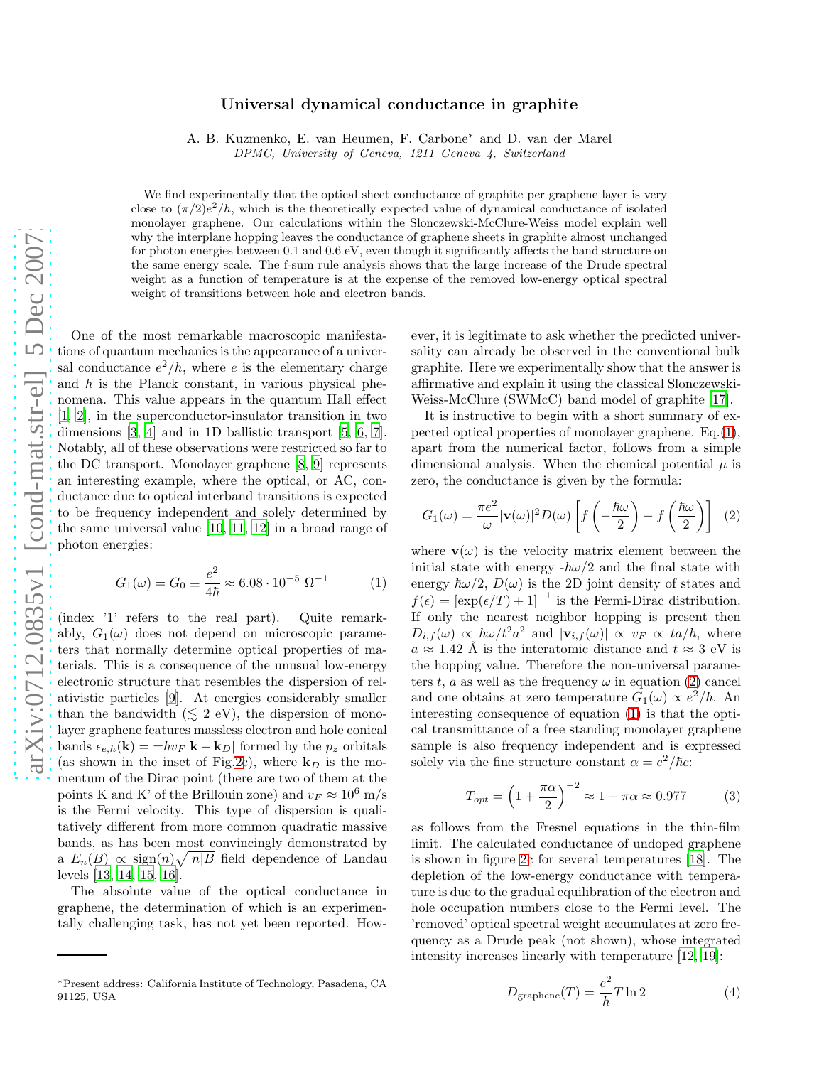# Universal dynamical conductance in graphite

A. B. Kuzmenko, E. van Heumen, F. Carbone* and D. van der Marel

*DPMC, University of Geneva, 1211 Geneva 4, Switzerland*

We find experimentally that the optical sheet conductance of graphite per graphene layer is very close to $(\pi/2)e^2/h$, which is the theoretically expected value of dynamical conductance of isolated monolayer graphene. Our calculations within the Slonczewski-McClure-Weiss model explain well why the interplane hopping leaves the conductance of graphene sheets in graphite almost unchanged for photon energies between 0.1 and 0.6 eV, even though it significantly affects the band structure on the same energy scale. The f-sum rule analysis shows that the large increase of the Drude spectral weight as a function of temperature is at the expense of the removed low-energy optical spectral weight of transitions between hole and electron bands.

One of the most remarkable macroscopic manifestations of quantum mechanics is the appearance of a universal conductance $e^2/h$, where $e$ is the elementary charge and $h$ is the Planck constant, in various physical phenomena. This value appears in the quantum Hall effect [1, 2], in the superconductor-insulator transition in two dimensions [3, 4] and in 1D ballistic transport [5, 6, 7]. Notably, all of these observations were restricted so far to the DC transport. Monolayer graphene [8, 9] represents an interesting example, where the optical, or AC, conductance due to optical interband transitions is expected to be frequency independent and solely determined by the same universal value [10, 11, 12] in a broad range of photon energies:

$$G_1(\omega) = G_0 \equiv \frac{e^2}{4\hbar} \approx 6.08 \cdot 10^{-5}\ \Omega^{-1} \qquad (1)$$

(index '1' refers to the real part). Quite remarkably, $G_1(\omega)$ does not depend on microscopic parameters that normally determine optical properties of materials. This is a consequence of the unusual low-energy electronic structure that resembles the dispersion of relativistic particles [9]. At energies considerably smaller than the bandwidth ($\lesssim$ 2 eV), the dispersion of monolayer graphene features massless electron and hole conical bands $\epsilon_{e,h}(\mathbf{k}) = \pm\hbar v_F|\mathbf{k} - \mathbf{k}_D|$ formed by the $p_z$ orbitals (as shown in the inset of Fig.2c), where $\mathbf{k}_D$ is the momentum of the Dirac point (there are two of them at the points K and K' of the Brillouin zone) and $v_F \approx 10^6$ m/s is the Fermi velocity. This type of dispersion is qualitatively different from more common quadratic massive bands, as has been most convincingly demonstrated by a $E_n(B) \propto \mathrm{sign}(n)\sqrt{|n|B}$ field dependence of Landau levels [13, 14, 15, 16].

The absolute value of the optical conductance in graphene, the determination of which is an experimentally challenging task, has not yet been reported. However, it is legitimate to ask whether the predicted universality can already be observed in the conventional bulk graphite. Here we experimentally show that the answer is affirmative and explain it using the classical Slonczewski-Weiss-McClure (SWMcC) band model of graphite [17].

It is instructive to begin with a short summary of expected optical properties of monolayer graphene. Eq.(1), apart from the numerical factor, follows from a simple dimensional analysis. When the chemical potential $\mu$ is zero, the conductance is given by the formula:

$$G_1(\omega) = \frac{\pi e^2}{\omega}|\mathbf{v}(\omega)|^2 D(\omega)\left[f\left(-\frac{\hbar\omega}{2}\right) - f\left(\frac{\hbar\omega}{2}\right)\right] \qquad (2)$$

where $\mathbf{v}(\omega)$ is the velocity matrix element between the initial state with energy $-\hbar\omega/2$ and the final state with energy $\hbar\omega/2$, $D(\omega)$ is the 2D joint density of states and $f(\epsilon) = [\exp(\epsilon/T) + 1]^{-1}$ is the Fermi-Dirac distribution. If only the nearest neighbor hopping is present then $D_{i,f}(\omega) \propto \hbar\omega/t^2a^2$ and $|\mathbf{v}_{i,f}(\omega)| \propto v_F \propto ta/\hbar$, where $a \approx 1.42$ Å is the interatomic distance and $t \approx 3$ eV is the hopping value. Therefore the non-universal parameters $t$, $a$ as well as the frequency $\omega$ in equation (2) cancel and one obtains at zero temperature $G_1(\omega) \propto e^2/\hbar$. An interesting consequence of equation (1) is that the optical transmittance of a free standing monolayer graphene sample is also frequency independent and is expressed solely via the fine structure constant $\alpha = e^2/\hbar c$:

$$T_{opt} = \left(1 + \frac{\pi\alpha}{2}\right)^{-2} \approx 1 - \pi\alpha \approx 0.977 \qquad (3)$$

as follows from the Fresnel equations in the thin-film limit. The calculated conductance of undoped graphene is shown in figure 2c for several temperatures [18]. The depletion of the low-energy conductance with temperature is due to the gradual equilibration of the electron and hole occupation numbers close to the Fermi level. The 'removed' optical spectral weight accumulates at zero frequency as a Drude peak (not shown), whose integrated intensity increases linearly with temperature [12, 19]:

$$D_{\mathrm{graphene}}(T) = \frac{e^2}{\hbar}T\ln 2 \qquad (4)$$

*Present address: California Institute of Technology, Pasadena, CA 91125, USA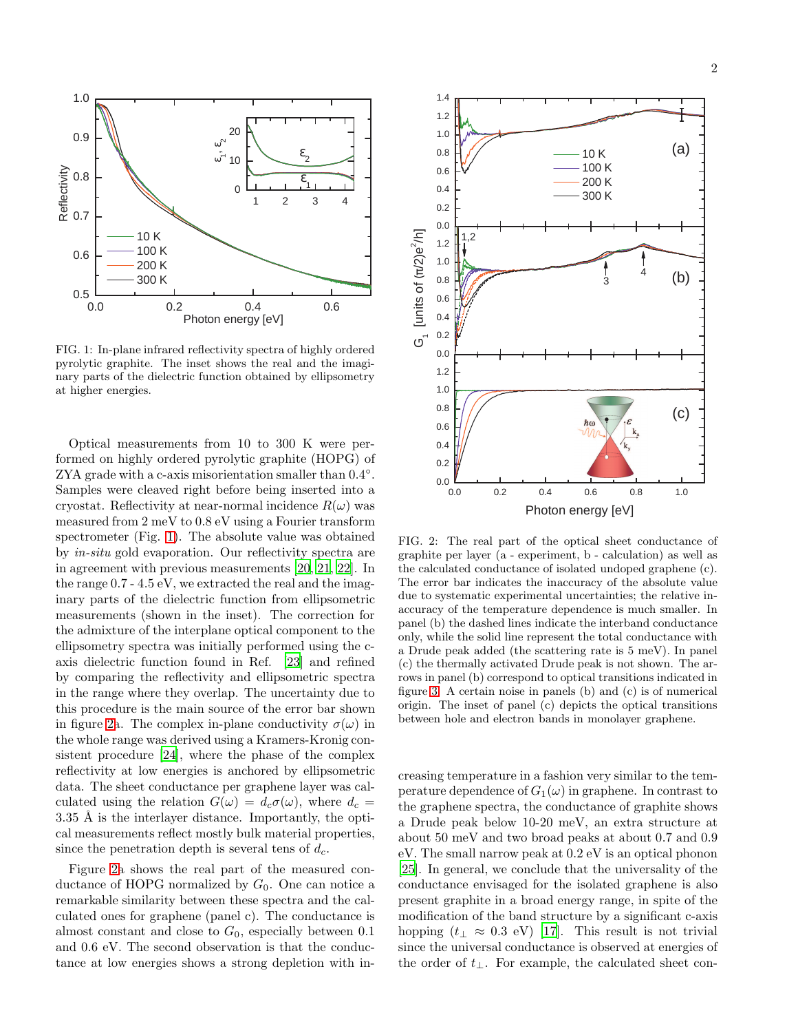FIG. 1: In-plane infrared reflectivity spectra of highly ordered pyrolytic graphite. The inset shows the real and the imaginary parts of the dielectric function obtained by ellipsometry at higher energies.

FIG. 2: The real part of the optical sheet conductance of graphite per layer (a - experiment, b - calculation) as well as the calculated conductance of isolated undoped graphene (c). The error bar indicates the inaccuracy of the absolute value due to systematic experimental uncertainties; the relative inaccuracy of the temperature dependence is much smaller. In panel (b) the dashed lines indicate the interband conductance only, while the solid line represent the total conductance with a Drude peak added (the scattering rate is 5 meV). In panel (c) the thermally activated Drude peak is not shown. The arrows in panel (b) correspond to optical transitions indicated in figure 3. A certain noise in panels (b) and (c) is of numerical origin. The inset of panel (c) depicts the optical transitions between hole and electron bands in monolayer graphene.

Optical measurements from 10 to 300 K were performed on highly ordered pyrolytic graphite (HOPG) of ZYA grade with a c-axis misorientation smaller than 0.4°. Samples were cleaved right before being inserted into a cryostat. Reflectivity at near-normal incidence $R(\omega)$ was measured from 2 meV to 0.8 eV using a Fourier transform spectrometer (Fig. 1). The absolute value was obtained by *in-situ* gold evaporation. Our reflectivity spectra are in agreement with previous measurements [20, 21, 22]. In the range 0.7 - 4.5 eV, we extracted the real and the imaginary parts of the dielectric function from ellipsometric measurements (shown in the inset). The correction for the admixture of the interplane optical component to the ellipsometry spectra was initially performed using the c-axis dielectric function found in Ref. [23] and refined by comparing the reflectivity and ellipsometric spectra in the range where they overlap. The uncertainty due to this procedure is the main source of the error bar shown in figure 2a. The complex in-plane conductivity $\sigma(\omega)$ in the whole range was derived using a Kramers-Kronig consistent procedure [24], where the phase of the complex reflectivity at low energies is anchored by ellipsometric data. The sheet conductance per graphene layer was calculated using the relation $G(\omega) = d_c\sigma(\omega)$, where $d_c = 3.35$ Å is the interlayer distance. Importantly, the optical measurements reflect mostly bulk material properties, since the penetration depth is several tens of $d_c$.

Figure 2a shows the real part of the measured conductance of HOPG normalized by $G_0$. One can notice a remarkable similarity between these spectra and the calculated ones for graphene (panel c). The conductance is almost constant and close to $G_0$, especially between 0.1 and 0.6 eV. The second observation is that the conductance at low energies shows a strong depletion with increasing temperature in a fashion very similar to the temperature dependence of $G_1(\omega)$ in graphene. In contrast to the graphene spectra, the conductance of graphite shows a Drude peak below 10-20 meV, an extra structure at about 50 meV and two broad peaks at about 0.7 and 0.9 eV. The small narrow peak at 0.2 eV is an optical phonon [25]. In general, we conclude that the universality of the conductance envisaged for the isolated graphene is also present graphite in a broad energy range, in spite of the modification of the band structure by a significant c-axis hopping ($t_\perp \approx 0.3$ eV) [17]. This result is not trivial since the universal conductance is observed at energies of the order of $t_\perp$. For example, the calculated sheet con-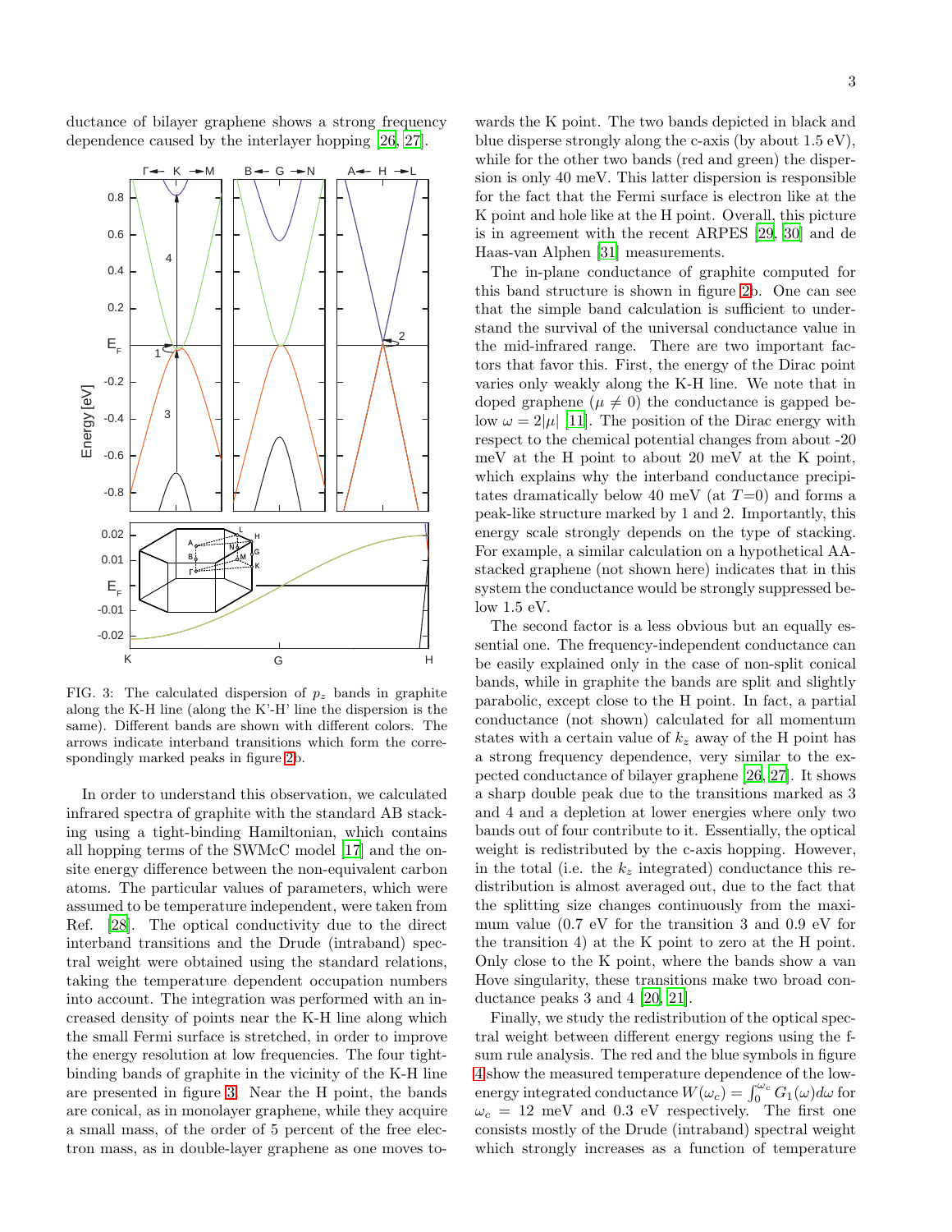ductance of bilayer graphene shows a strong frequency dependence caused by the interlayer hopping [26, 27].

FIG. 3: The calculated dispersion of $p_z$ bands in graphite along the K-H line (along the K'-H' line the dispersion is the same). Different bands are shown with different colors. The arrows indicate interband transitions which form the correspondingly marked peaks in figure 2b.

In order to understand this observation, we calculated infrared spectra of graphite with the standard AB stacking using a tight-binding Hamiltonian, which contains all hopping terms of the SWMcC model [17] and the onsite energy difference between the non-equivalent carbon atoms. The particular values of parameters, which were assumed to be temperature independent, were taken from Ref. [28]. The optical conductivity due to the direct interband transitions and the Drude (intraband) spectral weight were obtained using the standard relations, taking the temperature dependent occupation numbers into account. The integration was performed with an increased density of points near the K-H line along which the small Fermi surface is stretched, in order to improve the energy resolution at low frequencies. The four tight-binding bands of graphite in the vicinity of the K-H line are presented in figure 3. Near the H point, the bands are conical, as in monolayer graphene, while they acquire a small mass, of the order of 5 percent of the free electron mass, as in double-layer graphene as one moves towards the K point. The two bands depicted in black and blue disperse strongly along the c-axis (by about 1.5 eV), while for the other two bands (red and green) the dispersion is only 40 meV. This latter dispersion is responsible for the fact that the Fermi surface is electron like at the K point and hole like at the H point. Overall, this picture is in agreement with the recent ARPES [29, 30] and de Haas-van Alphen [31] measurements.

The in-plane conductance of graphite computed for this band structure is shown in figure 2b. One can see that the simple band calculation is sufficient to understand the survival of the universal conductance value in the mid-infrared range. There are two important factors that favor this. First, the energy of the Dirac point varies only weakly along the K-H line. We note that in doped graphene ($\mu \neq 0$) the conductance is gapped below $\omega = 2|\mu|$ [11]. The position of the Dirac energy with respect to the chemical potential changes from about -20 meV at the H point to about 20 meV at the K point, which explains why the interband conductance precipitates dramatically below 40 meV (at $T$=0) and forms a peak-like structure marked by 1 and 2. Importantly, this energy scale strongly depends on the type of stacking. For example, a similar calculation on a hypothetical AA-stacked graphene (not shown here) indicates that in this system the conductance would be strongly suppressed below 1.5 eV.

The second factor is a less obvious but an equally essential one. The frequency-independent conductance can be easily explained only in the case of non-split conical bands, while in graphite the bands are split and slightly parabolic, except close to the H point. In fact, a partial conductance (not shown) calculated for all momentum states with a certain value of $k_z$ away of the H point has a strong frequency dependence, very similar to the expected conductance of bilayer graphene [26, 27]. It shows a sharp double peak due to the transitions marked as 3 and 4 and a depletion at lower energies where only two bands out of four contribute to it. Essentially, the optical weight is redistributed by the c-axis hopping. However, in the total (i.e. the $k_z$ integrated) conductance this redistribution is almost averaged out, due to the fact that the splitting size changes continuously from the maximum value (0.7 eV for the transition 3 and 0.9 eV for the transition 4) at the K point to zero at the H point. Only close to the K point, where the bands show a van Hove singularity, these transitions make two broad conductance peaks 3 and 4 [20, 21].

Finally, we study the redistribution of the optical spectral weight between different energy regions using the f-sum rule analysis. The red and the blue symbols in figure 4 show the measured temperature dependence of the low-energy integrated conductance $W(\omega_c) = \int_0^{\omega_c} G_1(\omega)d\omega$ for $\omega_c$ = 12 meV and 0.3 eV respectively. The first one consists mostly of the Drude (intraband) spectral weight which strongly increases as a function of temperature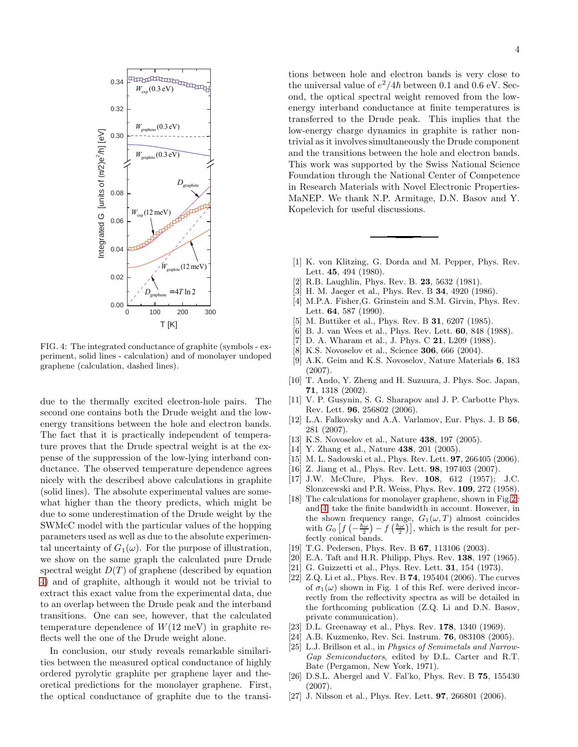FIG. 4: The integrated conductance of graphite (symbols - experiment, solid lines - calculation) and of monolayer undoped graphene (calculation, dashed lines).

due to the thermally excited electron-hole pairs. The second one contains both the Drude weight and the low-energy transitions between the hole and electron bands. The fact that it is practically independent of temperature proves that the Drude spectral weight is at the expense of the suppression of the low-lying interband conductance. The observed temperature dependence agrees nicely with the described above calculations in graphite (solid lines). The absolute experimental values are somewhat higher than the theory predicts, which might be due to some underestimation of the Drude weight by the SWMcC model with the particular values of the hopping parameters used as well as due to the absolute experimental uncertainty of $G_1(\omega)$. For the purpose of illustration, we show on the same graph the calculated pure Drude spectral weight $D(T)$ of graphene (described by equation 4) and of graphite, although it would not be trivial to extract this exact value from the experimental data, due to an overlap between the Drude peak and the interband transitions. One can see, however, that the calculated temperature dependence of $W(12\text{ meV})$ in graphite reflects well the one of the Drude weight alone.

In conclusion, our study reveals remarkable similarities between the measured optical conductance of highly ordered pyrolytic graphite per graphene layer and theoretical predictions for the monolayer graphene. First, the optical conductance of graphite due to the transitions between hole and electron bands is very close to the universal value of $e^2/4\hbar$ between 0.1 and 0.6 eV. Second, the optical spectral weight removed from the low-energy interband conductance at finite temperatures is transferred to the Drude peak. This implies that the low-energy charge dynamics in graphite is rather nontrivial as it involves simultaneously the Drude component and the transitions between the hole and electron bands. This work was supported by the Swiss National Science Foundation through the National Center of Competence in Research Materials with Novel Electronic Properties-MaNEP. We thank N.P. Armitage, D.N. Basov and Y. Kopelevich for useful discussions.

---

[1] K. von Klitzing, G. Dorda and M. Pepper, Phys. Rev. Lett. **45**, 494 (1980).
[2] R.B. Laughlin, Phys. Rev. B. **23**, 5632 (1981).
[3] H. M. Jaeger et al., Phys. Rev. B **34**, 4920 (1986).
[4] M.P.A. Fisher,G. Grinstein and S.M. Girvin, Phys. Rev. Lett. **64**, 587 (1990).
[5] M. Buttiker et al., Phys. Rev. B **31**, 6207 (1985).
[6] B. J. van Wees et al., Phys. Rev. Lett. **60**, 848 (1988).
[7] D. A. Wharam et al., J. Phys. C **21**, L209 (1988).
[8] K.S. Novoselov et al., Science **306**, 666 (2004).
[9] A.K. Geim and K.S. Novoselov, Nature Materials **6**, 183 (2007).
[10] T. Ando, Y. Zheng and H. Suzuura, J. Phys. Soc. Japan, **71**, 1318 (2002).
[11] V. P. Gusynin, S. G. Sharapov and J. P. Carbotte Phys. Rev. Lett. **96**, 256802 (2006).
[12] L.A. Falkovsky and A.A. Varlamov, Eur. Phys. J. B **56**, 281 (2007).
[13] K.S. Novoselov et al., Nature **438**, 197 (2005).
[14] Y. Zhang et al., Nature **438**, 201 (2005).
[15] M. L. Sadowski et al., Phys. Rev. Lett. **97**, 266405 (2006).
[16] Z. Jiang et al., Phys. Rev. Lett. **98**, 197403 (2007).
[17] J.W. McClure, Phys. Rev. **108**, 612 (1957); J.C. Slonzcewski and P.R. Weiss, Phys. Rev. **109**, 272 (1958).
[18] The calculations for monolayer graphene, shown in Fig.2c and 4, take the finite bandwidth in account. However, in the shown frequency range, $G_1(\omega, T)$ almost coincides with $G_0\left[f\left(-\frac{\hbar\omega}{2}\right) - f\left(\frac{\hbar\omega}{2}\right)\right]$, which is the result for perfectly conical bands.
[19] T.G. Pedersen, Phys. Rev. B **67**, 113106 (2003).
[20] E.A. Taft and H.R. Philipp, Phys. Rev. **138**, 197 (1965).
[21] G. Guizzetti et al., Phys. Rev. Lett. **31**, 154 (1973).
[22] Z.Q. Li et al., Phys. Rev. B **74**, 195404 (2006). The curves of $\sigma_1(\omega)$ shown in Fig. 1 of this Ref. were derived incorrectly from the reflectivity spectra as will be detailed in the forthcoming publication (Z.Q. Li and D.N. Basov, private communication).
[23] D.L. Greenaway et al., Phys. Rev. **178**, 1340 (1969).
[24] A.B. Kuzmenko, Rev. Sci. Instrum. **76**, 083108 (2005).
[25] L.J. Brillson et al., in *Physics of Semimetals and Narrow-Gap Semiconductors*, edited by D.L. Carter and R.T. Bate (Pergamon, New York, 1971).
[26] D.S.L. Abergel and V. Fal'ko, Phys. Rev. B **75**, 155430 (2007).
[27] J. Nilsson et al., Phys. Rev. Lett. **97**, 266801 (2006).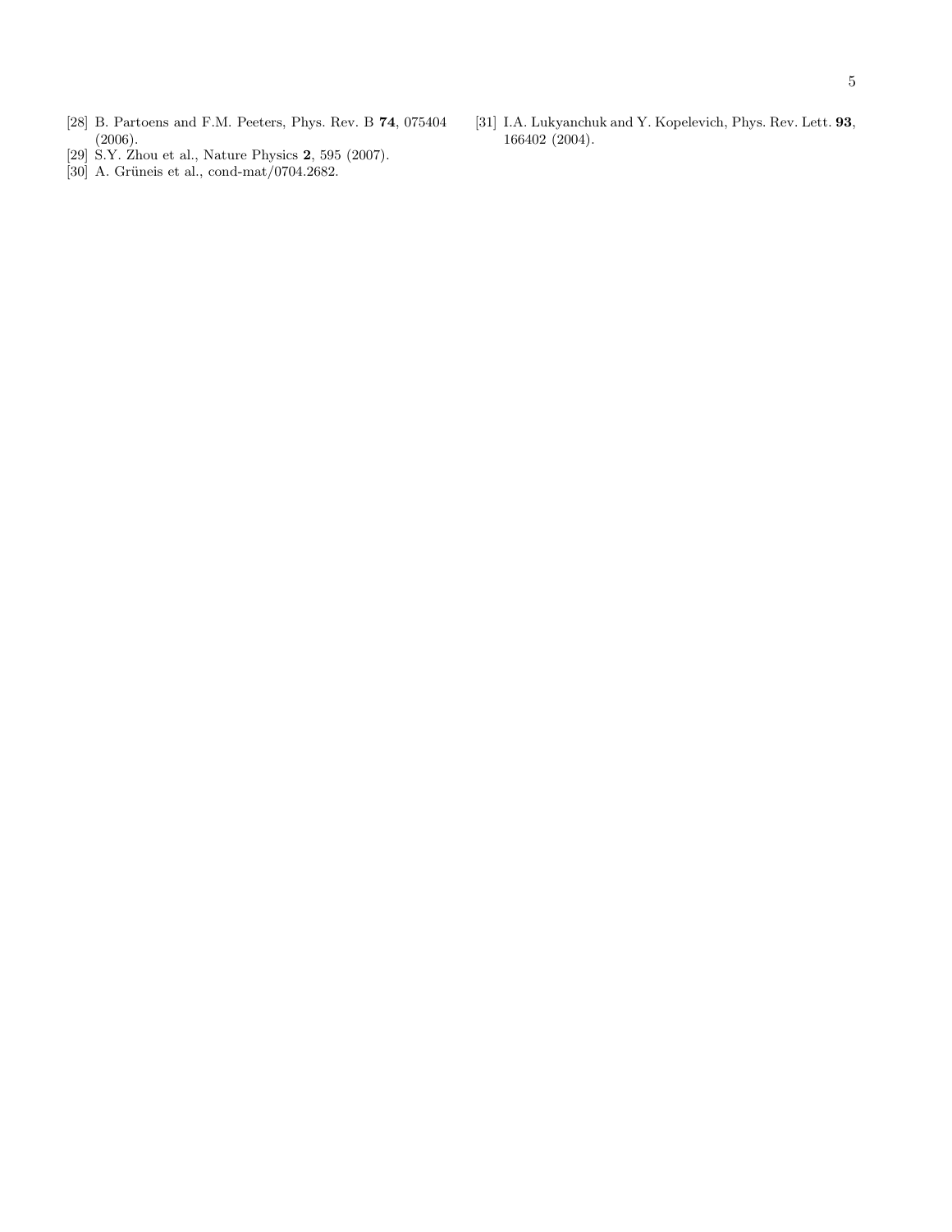[28] B. Partoens and F.M. Peeters, Phys. Rev. B **74**, 075404 (2006).

[29] S.Y. Zhou et al., Nature Physics **2**, 595 (2007).

[30] A. Grüneis et al., cond-mat/0704.2682.

[31] I.A. Lukyanchuk and Y. Kopelevich, Phys. Rev. Lett. **93**, 166402 (2004).